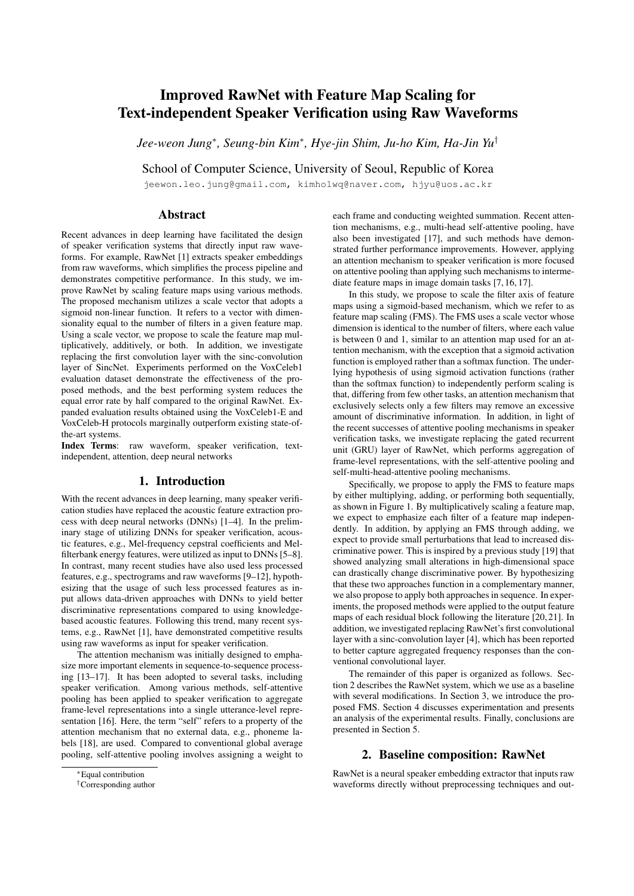# Improved RawNet with Feature Map Scaling for Text-independent Speaker Verification using Raw Waveforms

*Jee-weon Jung*[*], *Seung-bin Kim*[*], *Hye-jin Shim*, *Ju-ho Kim*, *Ha-Jin Yu*[†]

School of Computer Science, University of Seoul, Republic of Korea

jeewon.leo.jung@gmail.com, kimho1wq@naver.com, hjyu@uos.ac.kr

## Abstract

Recent advances in deep learning have facilitated the design of speaker verification systems that directly input raw waveforms. For example, RawNet [1] extracts speaker embeddings from raw waveforms, which simplifies the process pipeline and demonstrates competitive performance. In this study, we improve RawNet by scaling feature maps using various methods. The proposed mechanism utilizes a scale vector that adopts a sigmoid non-linear function. It refers to a vector with dimensionality equal to the number of filters in a given feature map. Using a scale vector, we propose to scale the feature map multiplicatively, additively, or both. In addition, we investigate replacing the first convolution layer with the sinc-convolution layer of SincNet. Experiments performed on the VoxCeleb1 evaluation dataset demonstrate the effectiveness of the proposed methods, and the best performing system reduces the equal error rate by half compared to the original RawNet. Expanded evaluation results obtained using the VoxCeleb1-E and VoxCeleb-H protocols marginally outperform existing state-of-the-art systems.

**Index Terms**: raw waveform, speaker verification, text-independent, attention, deep neural networks

## 1. Introduction

With the recent advances in deep learning, many speaker verification studies have replaced the acoustic feature extraction process with deep neural networks (DNNs) [1–4]. In the preliminary stage of utilizing DNNs for speaker verification, acoustic features, e.g., Mel-frequency cepstral coefficients and Mel-filterbank energy features, were utilized as input to DNNs [5–8]. In contrast, many recent studies have also used less processed features, e.g., spectrograms and raw waveforms [9–12], hypothesizing that the usage of such less processed features as input allows data-driven approaches with DNNs to yield better discriminative representations compared to using knowledge-based acoustic features. Following this trend, many recent systems, e.g., RawNet [1], have demonstrated competitive results using raw waveforms as input for speaker verification.

The attention mechanism was initially designed to emphasize more important elements in sequence-to-sequence processing [13–17]. It has been adopted to several tasks, including speaker verification. Among various methods, self-attentive pooling has been applied to speaker verification to aggregate frame-level representations into a single utterance-level representation [16]. Here, the term "self" refers to a property of the attention mechanism that no external data, e.g., phoneme labels [18], are used. Compared to conventional global average pooling, self-attentive pooling involves assigning a weight to each frame and conducting weighted summation. Recent attention mechanisms, e.g., multi-head self-attentive pooling, have also been investigated [17], and such methods have demonstrated further performance improvements. However, applying an attention mechanism to speaker verification is more focused on attentive pooling than applying such mechanisms to intermediate feature maps in image domain tasks [7, 16, 17].

In this study, we propose to scale the filter axis of feature maps using a sigmoid-based mechanism, which we refer to as feature map scaling (FMS). The FMS uses a scale vector whose dimension is identical to the number of filters, where each value is between 0 and 1, similar to an attention map used for an attention mechanism, with the exception that a sigmoid activation function is employed rather than a softmax function. The underlying hypothesis of using sigmoid activation functions (rather than the softmax function) to independently perform scaling is that, differing from few other tasks, an attention mechanism that exclusively selects only a few filters may remove an excessive amount of discriminative information. In addition, in light of the recent successes of attentive pooling mechanisms in speaker verification tasks, we investigate replacing the gated recurrent unit (GRU) layer of RawNet, which performs aggregation of frame-level representations, with the self-attentive pooling and self-multi-head-attentive pooling mechanisms.

Specifically, we propose to apply the FMS to feature maps by either multiplying, adding, or performing both sequentially, as shown in Figure 1. By multiplicatively scaling a feature map, we expect to emphasize each filter of a feature map independently. In addition, by applying an FMS through adding, we expect to provide small perturbations that lead to increased discriminative power. This is inspired by a previous study [19] that showed analyzing small alterations in high-dimensional space can drastically change discriminative power. By hypothesizing that these two approaches function in a complementary manner, we also propose to apply both approaches in sequence. In experiments, the proposed methods were applied to the output feature maps of each residual block following the literature [20, 21]. In addition, we investigated replacing RawNet's first convolutional layer with a sinc-convolution layer [4], which has been reported to better capture aggregated frequency responses than the conventional convolutional layer.

The remainder of this paper is organized as follows. Section 2 describes the RawNet system, which we use as a baseline with several modifications. In Section 3, we introduce the proposed FMS. Section 4 discusses experimentation and presents an analysis of the experimental results. Finally, conclusions are presented in Section 5.

## 2. Baseline composition: RawNet

RawNet is a neural speaker embedding extractor that inputs raw waveforms directly without preprocessing techniques and out-

[*] Equal contribution

[†] Corresponding author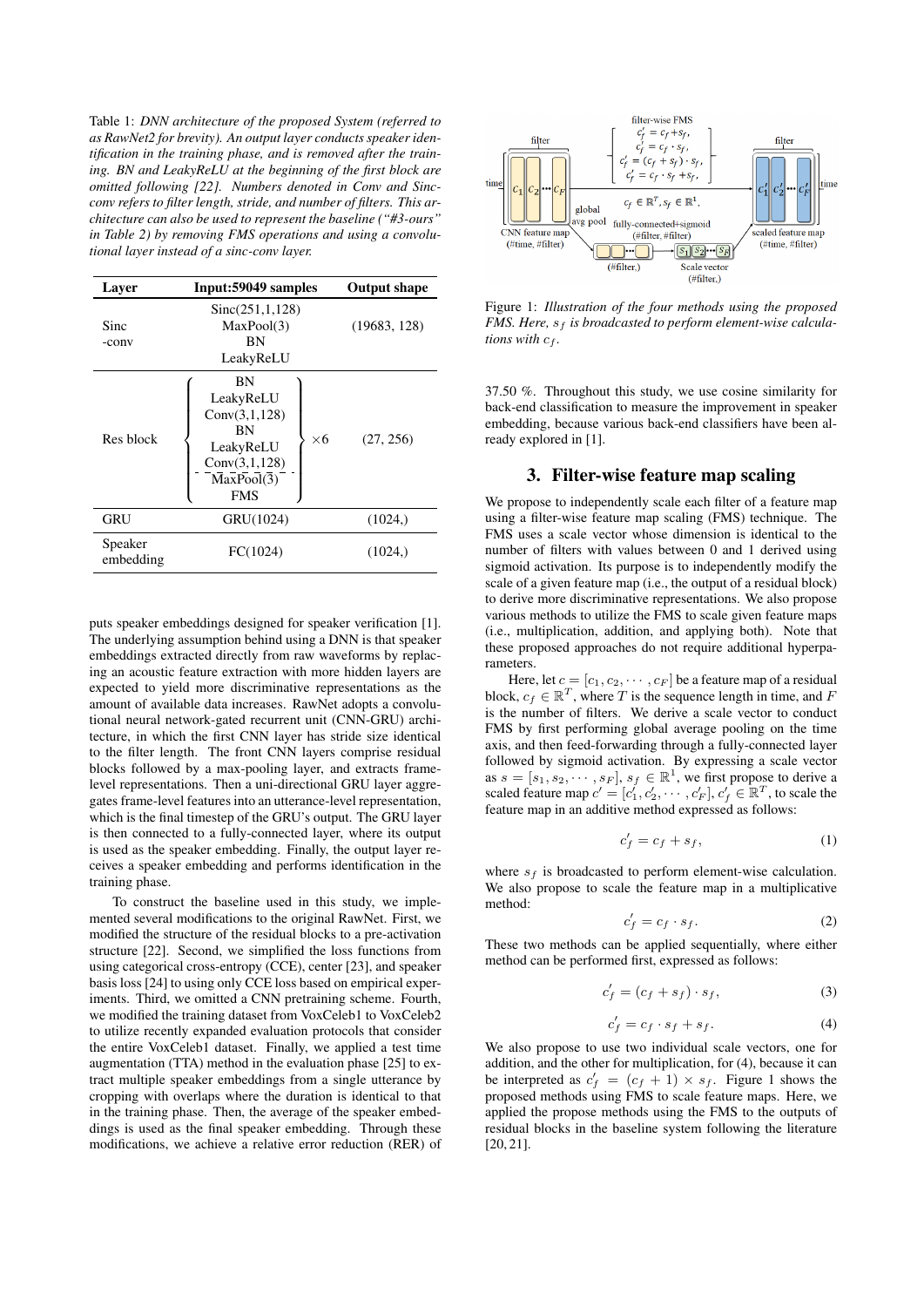Table 1: *DNN architecture of the proposed System (referred to as RawNet2 for brevity). An output layer conducts speaker identification in the training phase, and is removed after the training. BN and LeakyReLU at the beginning of the first block are omitted following [22]. Numbers denoted in Conv and Sinc-conv refers to filter length, stride, and number of filters. This architecture can also be used to represent the baseline ("#3-ours" in Table 2) by removing FMS operations and using a convolutional layer instead of a sinc-conv layer.*

| Layer | Input:59049 samples | Output shape |
|---|---|---|
| Sinc -conv | Sinc(251,1,128) MaxPool(3) BN LeakyReLU | (19683, 128) |
| Res block | { BN LeakyReLU Conv(3,1,128) BN LeakyReLU Conv(3,1,128) MaxPool(3) FMS } ×6 | (27, 256) |
| GRU | GRU(1024) | (1024,) |
| Speaker embedding | FC(1024) | (1024,) |

puts speaker embeddings designed for speaker verification [1]. The underlying assumption behind using a DNN is that speaker embeddings extracted directly from raw waveforms by replacing an acoustic feature extraction with more hidden layers are expected to yield more discriminative representations as the amount of available data increases. RawNet adopts a convolutional neural network-gated recurrent unit (CNN-GRU) architecture, in which the first CNN layer has stride size identical to the filter length. The front CNN layers comprise residual blocks followed by a max-pooling layer, and extracts frame-level representations. Then a uni-directional GRU layer aggregates frame-level features into an utterance-level representation, which is the final timestep of the GRU's output. The GRU layer is then connected to a fully-connected layer, where its output is used as the speaker embedding. Finally, the output layer receives a speaker embedding and performs identification in the training phase.

To construct the baseline used in this study, we implemented several modifications to the original RawNet. First, we modified the structure of the residual blocks to a pre-activation structure [22]. Second, we simplified the loss functions from using categorical cross-entropy (CCE), center [23], and speaker basis loss [24] to using only CCE loss based on empirical experiments. Third, we omitted a CNN pretraining scheme. Fourth, we modified the training dataset from VoxCeleb1 to VoxCeleb2 to utilize recently expanded evaluation protocols that consider the entire VoxCeleb1 dataset. Finally, we applied a test time augmentation (TTA) method in the evaluation phase [25] to extract multiple speaker embeddings from a single utterance by cropping with overlaps where the duration is identical to that in the training phase. Then, the average of the speaker embeddings is used as the final speaker embedding. Through these modifications, we achieve a relative error reduction (RER) of 37.50 %. Throughout this study, we use cosine similarity for back-end classification to measure the improvement in speaker embedding, because various back-end classifiers have been already explored in [1].

Figure 1: *Illustration of the four methods using the proposed FMS. Here, $s_f$ is broadcasted to perform element-wise calculations with $c_f$.*

## 3. Filter-wise feature map scaling

We propose to independently scale each filter of a feature map using a filter-wise feature map scaling (FMS) technique. The FMS uses a scale vector whose dimension is identical to the number of filters with values between 0 and 1 derived using sigmoid activation. Its purpose is to independently modify the scale of a given feature map (i.e., the output of a residual block) to derive more discriminative representations. We also propose various methods to utilize the FMS to scale given feature maps (i.e., multiplication, addition, and applying both). Note that these proposed approaches do not require additional hyperparameters.

Here, let $c = [c_1, c_2, \cdots, c_F]$ be a feature map of a residual block, $c_f \in \mathbb{R}^T$, where $T$ is the sequence length in time, and $F$ is the number of filters. We derive a scale vector to conduct FMS by first performing global average pooling on the time axis, and then feed-forwarding through a fully-connected layer followed by sigmoid activation. By expressing a scale vector as $s = [s_1, s_2, \cdots, s_F]$, $s_f \in \mathbb{R}^1$, we first propose to derive a scaled feature map $c' = [c'_1, c'_2, \cdots, c'_F]$, $c'_f \in \mathbb{R}^T$, to scale the feature map in an additive method expressed as follows:

$$c'_f = c_f + s_f, \tag{1}$$

where $s_f$ is broadcasted to perform element-wise calculation. We also propose to scale the feature map in a multiplicative method:

$$c'_f = c_f \cdot s_f. \tag{2}$$

These two methods can be applied sequentially, where either method can be performed first, expressed as follows:

$$c'_f = (c_f + s_f) \cdot s_f, \tag{3}$$

$$c'_f = c_f \cdot s_f + s_f. \tag{4}$$

We also propose to use two individual scale vectors, one for addition, and the other for multiplication, for (4), because it can be interpreted as $c'_f = (c_f + 1) \times s_f$. Figure 1 shows the proposed methods using FMS to scale feature maps. Here, we applied the propose methods using the FMS to the outputs of residual blocks in the baseline system following the literature [20, 21].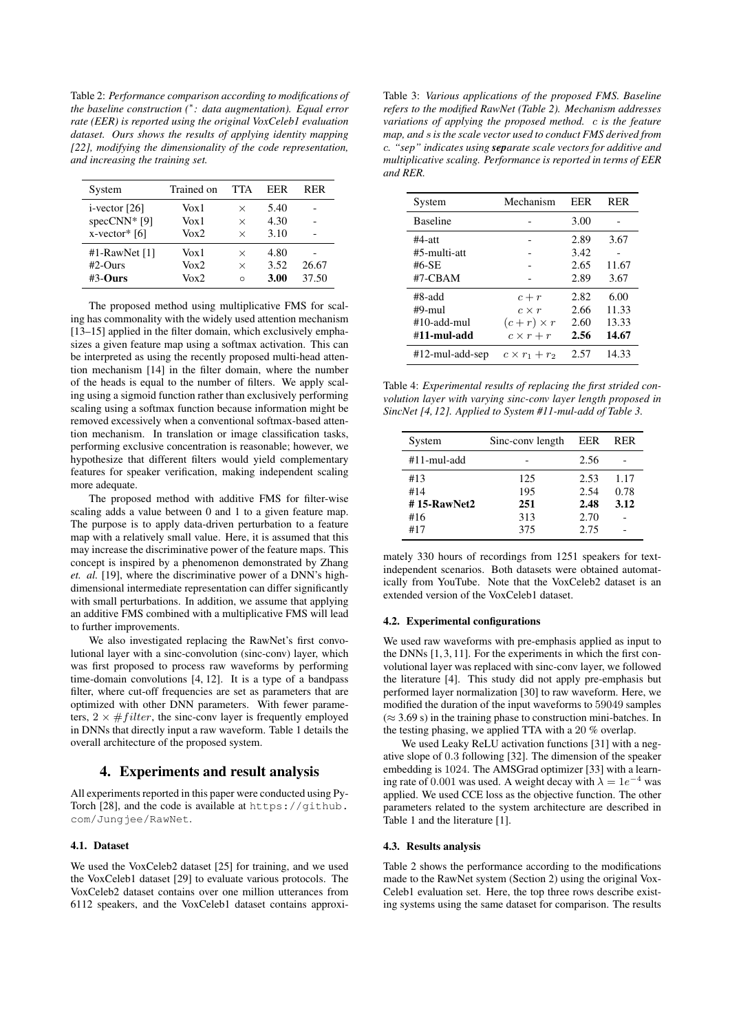Table 2: *Performance comparison according to modifications of the baseline construction (\*: data augmentation). Equal error rate (EER) is reported using the original VoxCeleb1 evaluation dataset. Ours shows the results of applying identity mapping [22], modifying the dimensionality of the code representation, and increasing the training set.*

| System | Trained on | TTA | EER | RER |
|---|---|---|---|---|
| i-vector [26] | Vox1 | × | 5.40 | - |
| specCNN* [9] | Vox1 | × | 4.30 | - |
| x-vector* [6] | Vox2 | × | 3.10 | - |
| #1-RawNet [1] | Vox1 | × | 4.80 | - |
| #2-Ours | Vox2 | × | 3.52 | 26.67 |
| #3-**Ours** | Vox2 | ○ | **3.00** | 37.50 |

The proposed method using multiplicative FMS for scaling has commonality with the widely used attention mechanism [13–15] applied in the filter domain, which exclusively emphasizes a given feature map using a softmax activation. This can be interpreted as using the recently proposed multi-head attention mechanism [14] in the filter domain, where the number of the heads is equal to the number of filters. We apply scaling using a sigmoid function rather than exclusively performing scaling using a softmax function because information might be removed excessively when a conventional softmax-based attention mechanism. In translation or image classification tasks, performing exclusive concentration is reasonable; however, we hypothesize that different filters would yield complementary features for speaker verification, making independent scaling more adequate.

The proposed method with additive FMS for filter-wise scaling adds a value between 0 and 1 to a given feature map. The purpose is to apply data-driven perturbation to a feature map with a relatively small value. Here, it is assumed that this may increase the discriminative power of the feature maps. This concept is inspired by a phenomenon demonstrated by Zhang *et. al.* [19], where the discriminative power of a DNN's high-dimensional intermediate representation can differ significantly with small perturbations. In addition, we assume that applying an additive FMS combined with a multiplicative FMS will lead to further improvements.

We also investigated replacing the RawNet's first convolutional layer with a sinc-convolution (sinc-conv) layer, which was first proposed to process raw waveforms by performing time-domain convolutions [4, 12]. It is a type of a bandpass filter, where cut-off frequencies are set as parameters that are optimized with other DNN parameters. With fewer parameters, $2 \times \#filter$, the sinc-conv layer is frequently employed in DNNs that directly input a raw waveform. Table 1 details the overall architecture of the proposed system.

# 4. Experiments and result analysis

All experiments reported in this paper were conducted using PyTorch [28], and the code is available at `https://github.com/Jungjee/RawNet`.

## 4.1. Dataset

We used the VoxCeleb2 dataset [25] for training, and we used the VoxCeleb1 dataset [29] to evaluate various protocols. The VoxCeleb2 dataset contains over one million utterances from 6112 speakers, and the VoxCeleb1 dataset contains approximately 330 hours of recordings from 1251 speakers for text-independent scenarios. Both datasets were obtained automatically from YouTube. Note that the VoxCeleb2 dataset is an extended version of the VoxCeleb1 dataset.

Table 3: *Various applications of the proposed FMS. Baseline refers to the modified RawNet (Table 2). Mechanism addresses variations of applying the proposed method. c is the feature map, and s is the scale vector used to conduct FMS derived from c. "sep" indicates using **sep**arate scale vectors for additive and multiplicative scaling. Performance is reported in terms of EER and RER.*

| System | Mechanism | EER | RER |
|---|---|---|---|
| Baseline | - | 3.00 | - |
| #4-att | - | 2.89 | 3.67 |
| #5-multi-att | - | 3.42 | - |
| #6-SE | - | 2.65 | 11.67 |
| #7-CBAM | - | 2.89 | 3.67 |
| #8-add | $c + r$ | 2.82 | 6.00 |
| #9-mul | $c \times r$ | 2.66 | 11.33 |
| #10-add-mul | $(c + r) \times r$ | 2.60 | 13.33 |
| **#11-mul-add** | $c \times r + r$ | **2.56** | **14.67** |
| #12-mul-add-sep | $c \times r_1 + r_2$ | 2.57 | 14.33 |

Table 4: *Experimental results of replacing the first strided convolution layer with varying sinc-conv layer length proposed in SincNet [4, 12]. Applied to System #11-mul-add of Table 3.*

| System | Sinc-conv length | EER | RER |
|---|---|---|---|
| #11-mul-add | - | 2.56 | - |
| #13 | 125 | 2.53 | 1.17 |
| #14 | 195 | 2.54 | 0.78 |
| **# 15-RawNet2** | **251** | **2.48** | **3.12** |
| #16 | 313 | 2.70 | - |
| #17 | 375 | 2.75 | - |

## 4.2. Experimental configurations

We used raw waveforms with pre-emphasis applied as input to the DNNs [1, 3, 11]. For the experiments in which the first convolutional layer was replaced with sinc-conv layer, we followed the literature [4]. This study did not apply pre-emphasis but performed layer normalization [30] to raw waveform. Here, we modified the duration of the input waveforms to 59049 samples ($\approx$ 3.69 s) in the training phase to construction mini-batches. In the testing phasing, we applied TTA with a 20 % overlap.

We used Leaky ReLU activation functions [31] with a negative slope of 0.3 following [32]. The dimension of the speaker embedding is 1024. The AMSGrad optimizer [33] with a learning rate of 0.001 was used. A weight decay with $\lambda = 1e^{-4}$ was applied. We used CCE loss as the objective function. The other parameters related to the system architecture are described in Table 1 and the literature [1].

## 4.3. Results analysis

Table 2 shows the performance according to the modifications made to the RawNet system (Section 2) using the original VoxCeleb1 evaluation set. Here, the top three rows describe existing systems using the same dataset for comparison. The results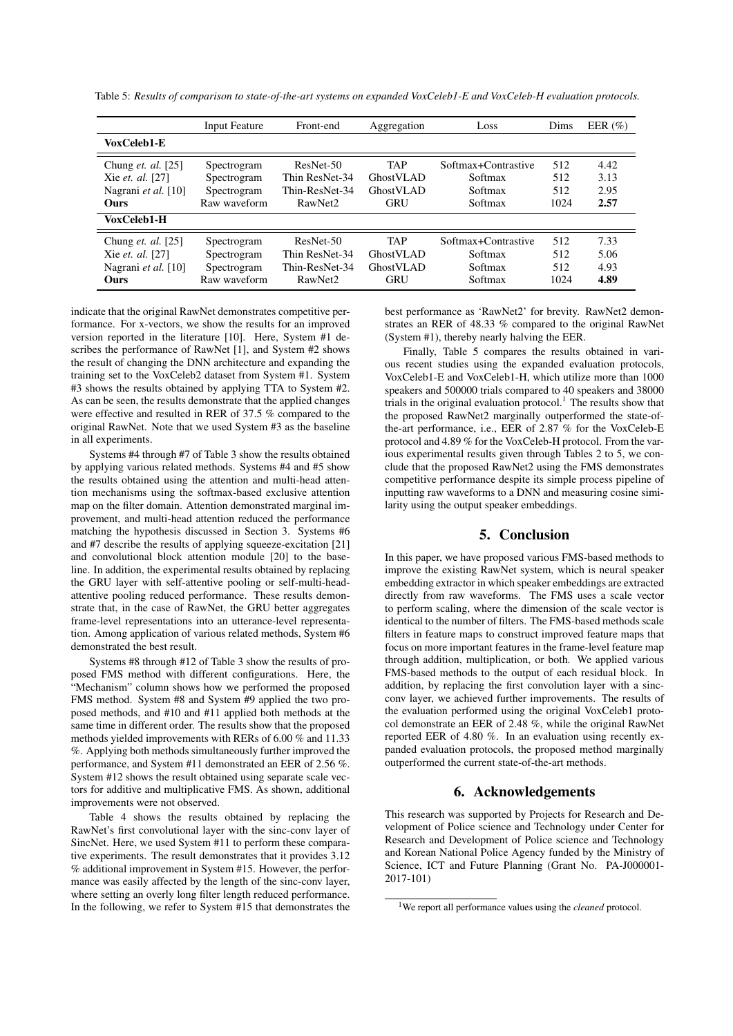Table 5: *Results of comparison to state-of-the-art systems on expanded VoxCeleb1-E and VoxCeleb-H evaluation protocols.*

| | Input Feature | Front-end | Aggregation | Loss | Dims | EER (%) |
|---|---|---|---|---|---|---|
| **VoxCeleb1-E** | | | | | | |
| Chung *et. al.* [25] | Spectrogram | ResNet-50 | TAP | Softmax+Contrastive | 512 | 4.42 |
| Xie *et. al.* [27] | Spectrogram | Thin ResNet-34 | GhostVLAD | Softmax | 512 | 3.13 |
| Nagrani *et al.* [10] | Spectrogram | Thin-ResNet-34 | GhostVLAD | Softmax | 512 | 2.95 |
| **Ours** | Raw waveform | RawNet2 | GRU | Softmax | 1024 | **2.57** |
| **VoxCeleb1-H** | | | | | | |
| Chung *et. al.* [25] | Spectrogram | ResNet-50 | TAP | Softmax+Contrastive | 512 | 7.33 |
| Xie *et. al.* [27] | Spectrogram | Thin ResNet-34 | GhostVLAD | Softmax | 512 | 5.06 |
| Nagrani *et al.* [10] | Spectrogram | Thin-ResNet-34 | GhostVLAD | Softmax | 512 | 4.93 |
| **Ours** | Raw waveform | RawNet2 | GRU | Softmax | 1024 | **4.89** |

indicate that the original RawNet demonstrates competitive performance. For x-vectors, we show the results for an improved version reported in the literature [10]. Here, System #1 describes the performance of RawNet [1], and System #2 shows the result of changing the DNN architecture and expanding the training set to the VoxCeleb2 dataset from System #1. System #3 shows the results obtained by applying TTA to System #2. As can be seen, the results demonstrate that the applied changes were effective and resulted in RER of 37.5 % compared to the original RawNet. Note that we used System #3 as the baseline in all experiments.

Systems #4 through #7 of Table 3 show the results obtained by applying various related methods. Systems #4 and #5 show the results obtained using the attention and multi-head attention mechanisms using the softmax-based exclusive attention map on the filter domain. Attention demonstrated marginal improvement, and multi-head attention reduced the performance matching the hypothesis discussed in Section 3. Systems #6 and #7 describe the results of applying squeeze-excitation [21] and convolutional block attention module [20] to the baseline. In addition, the experimental results obtained by replacing the GRU layer with self-attentive pooling or self-multi-head-attentive pooling reduced performance. These results demonstrate that, in the case of RawNet, the GRU better aggregates frame-level representations into an utterance-level representation. Among application of various related methods, System #6 demonstrated the best result.

Systems #8 through #12 of Table 3 show the results of proposed FMS method with different configurations. Here, the "Mechanism" column shows how we performed the proposed FMS method. System #8 and System #9 applied the two proposed methods, and #10 and #11 applied both methods at the same time in different order. The results show that the proposed methods yielded improvements with RERs of 6.00 % and 11.33 %. Applying both methods simultaneously further improved the performance, and System #11 demonstrated an EER of 2.56 %. System #12 shows the result obtained using separate scale vectors for additive and multiplicative FMS. As shown, additional improvements were not observed.

Table 4 shows the results obtained by replacing the RawNet's first convolutional layer with the sinc-conv layer of SincNet. Here, we used System #11 to perform these comparative experiments. The result demonstrates that it provides 3.12 % additional improvement in System #15. However, the performance was easily affected by the length of the sinc-conv layer, where setting an overly long filter length reduced performance. In the following, we refer to System #15 that demonstrates the best performance as 'RawNet2' for brevity. RawNet2 demonstrates an RER of 48.33 % compared to the original RawNet (System #1), thereby nearly halving the EER.

Finally, Table 5 compares the results obtained in various recent studies using the expanded evaluation protocols, VoxCeleb1-E and VoxCeleb1-H, which utilize more than 1000 speakers and 500000 trials compared to 40 speakers and 38000 trials in the original evaluation protocol.[1] The results show that the proposed RawNet2 marginally outperformed the state-of-the-art performance, i.e., EER of 2.87 % for the VoxCeleb-E protocol and 4.89 % for the VoxCeleb-H protocol. From the various experimental results given through Tables 2 to 5, we conclude that the proposed RawNet2 using the FMS demonstrates competitive performance despite its simple process pipeline of inputting raw waveforms to a DNN and measuring cosine similarity using the output speaker embeddings.

## 5. Conclusion

In this paper, we have proposed various FMS-based methods to improve the existing RawNet system, which is neural speaker embedding extractor in which speaker embeddings are extracted directly from raw waveforms. The FMS uses a scale vector to perform scaling, where the dimension of the scale vector is identical to the number of filters. The FMS-based methods scale filters in feature maps to construct improved feature maps that focus on more important features in the frame-level feature map through addition, multiplication, or both. We applied various FMS-based methods to the output of each residual block. In addition, by replacing the first convolution layer with a sinc-conv layer, we achieved further improvements. The results of the evaluation performed using the original VoxCeleb1 protocol demonstrate an EER of 2.48 %, while the original RawNet reported EER of 4.80 %. In an evaluation using recently expanded evaluation protocols, the proposed method marginally outperformed the current state-of-the-art methods.

## 6. Acknowledgements

This research was supported by Projects for Research and Development of Police science and Technology under Center for Research and Development of Police science and Technology and Korean National Police Agency funded by the Ministry of Science, ICT and Future Planning (Grant No. PA-J000001-2017-101)

[1] We report all performance values using the *cleaned* protocol.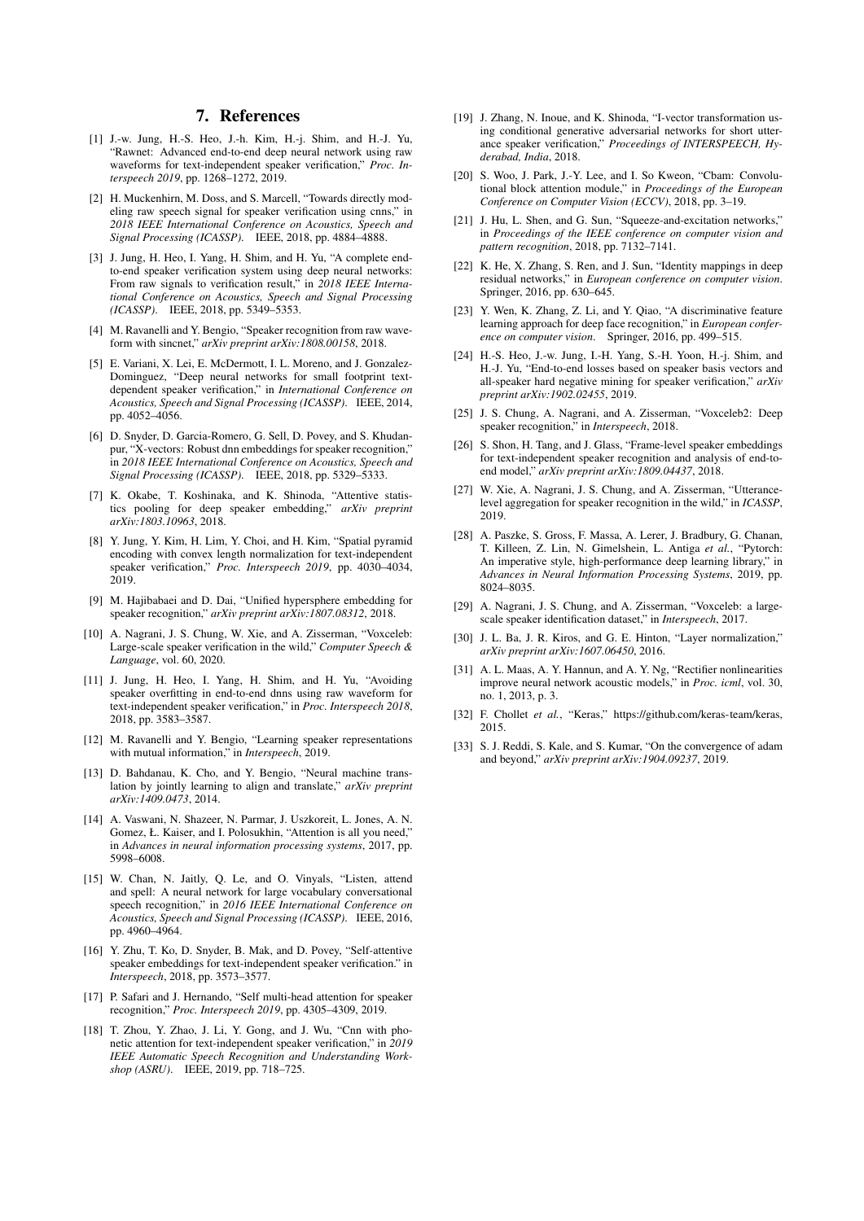## 7. References

[1] J.-w. Jung, H.-S. Heo, J.-h. Kim, H.-j. Shim, and H.-J. Yu, "Rawnet: Advanced end-to-end deep neural network using raw waveforms for text-independent speaker verification," *Proc. Interspeech 2019*, pp. 1268–1272, 2019.

[2] H. Muckenhirn, M. Doss, and S. Marcell, "Towards directly modeling raw speech signal for speaker verification using cnns," in *2018 IEEE International Conference on Acoustics, Speech and Signal Processing (ICASSP)*. IEEE, 2018, pp. 4884–4888.

[3] J. Jung, H. Heo, I. Yang, H. Shim, and H. Yu, "A complete end-to-end speaker verification system using deep neural networks: From raw signals to verification result," in *2018 IEEE International Conference on Acoustics, Speech and Signal Processing (ICASSP)*. IEEE, 2018, pp. 5349–5353.

[4] M. Ravanelli and Y. Bengio, "Speaker recognition from raw waveform with sincnet," *arXiv preprint arXiv:1808.00158*, 2018.

[5] E. Variani, X. Lei, E. McDermott, I. L. Moreno, and J. Gonzalez-Dominguez, "Deep neural networks for small footprint text-dependent speaker verification," in *International Conference on Acoustics, Speech and Signal Processing (ICASSP)*. IEEE, 2014, pp. 4052–4056.

[6] D. Snyder, D. Garcia-Romero, G. Sell, D. Povey, and S. Khudanpur, "X-vectors: Robust dnn embeddings for speaker recognition," in *2018 IEEE International Conference on Acoustics, Speech and Signal Processing (ICASSP)*. IEEE, 2018, pp. 5329–5333.

[7] K. Okabe, T. Koshinaka, and K. Shinoda, "Attentive statistics pooling for deep speaker embedding," *arXiv preprint arXiv:1803.10963*, 2018.

[8] Y. Jung, Y. Kim, H. Lim, Y. Choi, and H. Kim, "Spatial pyramid encoding with convex length normalization for text-independent speaker verification," *Proc. Interspeech 2019*, pp. 4030–4034, 2019.

[9] M. Hajibabaei and D. Dai, "Unified hypersphere embedding for speaker recognition," *arXiv preprint arXiv:1807.08312*, 2018.

[10] A. Nagrani, J. S. Chung, W. Xie, and A. Zisserman, "Voxceleb: Large-scale speaker verification in the wild," *Computer Speech & Language*, vol. 60, 2020.

[11] J. Jung, H. Heo, I. Yang, H. Shim, and H. Yu, "Avoiding speaker overfitting in end-to-end dnns using raw waveform for text-independent speaker verification," in *Proc. Interspeech 2018*, 2018, pp. 3583–3587.

[12] M. Ravanelli and Y. Bengio, "Learning speaker representations with mutual information," in *Interspeech*, 2019.

[13] D. Bahdanau, K. Cho, and Y. Bengio, "Neural machine translation by jointly learning to align and translate," *arXiv preprint arXiv:1409.0473*, 2014.

[14] A. Vaswani, N. Shazeer, N. Parmar, J. Uszkoreit, L. Jones, A. N. Gomez, Ł. Kaiser, and I. Polosukhin, "Attention is all you need," in *Advances in neural information processing systems*, 2017, pp. 5998–6008.

[15] W. Chan, N. Jaitly, Q. Le, and O. Vinyals, "Listen, attend and spell: A neural network for large vocabulary conversational speech recognition," in *2016 IEEE International Conference on Acoustics, Speech and Signal Processing (ICASSP)*. IEEE, 2016, pp. 4960–4964.

[16] Y. Zhu, T. Ko, D. Snyder, B. Mak, and D. Povey, "Self-attentive speaker embeddings for text-independent speaker verification." in *Interspeech*, 2018, pp. 3573–3577.

[17] P. Safari and J. Hernando, "Self multi-head attention for speaker recognition," *Proc. Interspeech 2019*, pp. 4305–4309, 2019.

[18] T. Zhou, Y. Zhao, J. Li, Y. Gong, and J. Wu, "Cnn with phonetic attention for text-independent speaker verification," in *2019 IEEE Automatic Speech Recognition and Understanding Workshop (ASRU)*. IEEE, 2019, pp. 718–725.

[19] J. Zhang, N. Inoue, and K. Shinoda, "I-vector transformation using conditional generative adversarial networks for short utterance speaker verification," *Proceedings of INTERSPEECH, Hyderabad, India*, 2018.

[20] S. Woo, J. Park, J.-Y. Lee, and I. So Kweon, "Cbam: Convolutional block attention module," in *Proceedings of the European Conference on Computer Vision (ECCV)*, 2018, pp. 3–19.

[21] J. Hu, L. Shen, and G. Sun, "Squeeze-and-excitation networks," in *Proceedings of the IEEE conference on computer vision and pattern recognition*, 2018, pp. 7132–7141.

[22] K. He, X. Zhang, S. Ren, and J. Sun, "Identity mappings in deep residual networks," in *European conference on computer vision*. Springer, 2016, pp. 630–645.

[23] Y. Wen, K. Zhang, Z. Li, and Y. Qiao, "A discriminative feature learning approach for deep face recognition," in *European conference on computer vision*. Springer, 2016, pp. 499–515.

[24] H.-S. Heo, J.-w. Jung, I.-H. Yang, S.-H. Yoon, H.-j. Shim, and H.-J. Yu, "End-to-end losses based on speaker basis vectors and all-speaker hard negative mining for speaker verification," *arXiv preprint arXiv:1902.02455*, 2019.

[25] J. S. Chung, A. Nagrani, and A. Zisserman, "Voxceleb2: Deep speaker recognition," in *Interspeech*, 2018.

[26] S. Shon, H. Tang, and J. Glass, "Frame-level speaker embeddings for text-independent speaker recognition and analysis of end-to-end model," *arXiv preprint arXiv:1809.04437*, 2018.

[27] W. Xie, A. Nagrani, J. S. Chung, and A. Zisserman, "Utterance-level aggregation for speaker recognition in the wild," in *ICASSP*, 2019.

[28] A. Paszke, S. Gross, F. Massa, A. Lerer, J. Bradbury, G. Chanan, T. Killeen, Z. Lin, N. Gimelshein, L. Antiga *et al.*, "Pytorch: An imperative style, high-performance deep learning library," in *Advances in Neural Information Processing Systems*, 2019, pp. 8024–8035.

[29] A. Nagrani, J. S. Chung, and A. Zisserman, "Voxceleb: a large-scale speaker identification dataset," in *Interspeech*, 2017.

[30] J. L. Ba, J. R. Kiros, and G. E. Hinton, "Layer normalization," *arXiv preprint arXiv:1607.06450*, 2016.

[31] A. L. Maas, A. Y. Hannun, and A. Y. Ng, "Rectifier nonlinearities improve neural network acoustic models," in *Proc. icml*, vol. 30, no. 1, 2013, p. 3.

[32] F. Chollet *et al.*, "Keras," https://github.com/keras-team/keras, 2015.

[33] S. J. Reddi, S. Kale, and S. Kumar, "On the convergence of adam and beyond," *arXiv preprint arXiv:1904.09237*, 2019.